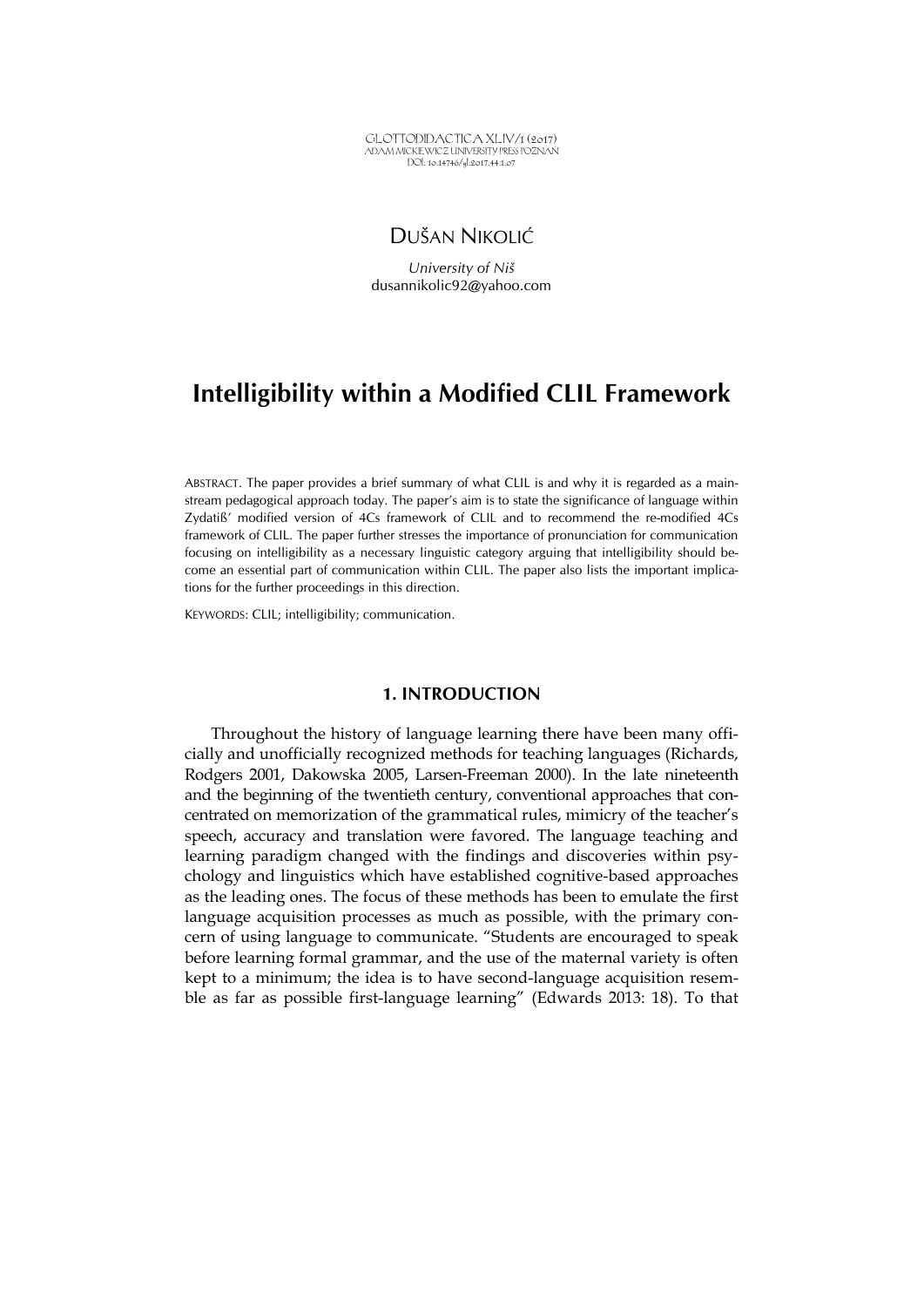GLOTTODIDACTICA XLIV/1 (2017)
ADAM MICKIEWICZ UNIVERSITY PRESS POZNAŃ
DOI: 10.14746/gl.2017.44.1.07

DUŠAN NIKOLIĆ

*University of Niš*
dusannikolic92@yahoo.com

# Intelligibility within a Modified CLIL Framework

ABSTRACT. The paper provides a brief summary of what CLIL is and why it is regarded as a mainstream pedagogical approach today. The paper's aim is to state the significance of language within Zydatiß' modified version of 4Cs framework of CLIL and to recommend the re-modified 4Cs framework of CLIL. The paper further stresses the importance of pronunciation for communication focusing on intelligibility as a necessary linguistic category arguing that intelligibility should become an essential part of communication within CLIL. The paper also lists the important implications for the further proceedings in this direction.

KEYWORDS: CLIL; intelligibility; communication.

## 1. INTRODUCTION

Throughout the history of language learning there have been many officially and unofficially recognized methods for teaching languages (Richards, Rodgers 2001, Dakowska 2005, Larsen-Freeman 2000). In the late nineteenth and the beginning of the twentieth century, conventional approaches that concentrated on memorization of the grammatical rules, mimicry of the teacher's speech, accuracy and translation were favored. The language teaching and learning paradigm changed with the findings and discoveries within psychology and linguistics which have established cognitive-based approaches as the leading ones. The focus of these methods has been to emulate the first language acquisition processes as much as possible, with the primary concern of using language to communicate. "Students are encouraged to speak before learning formal grammar, and the use of the maternal variety is often kept to a minimum; the idea is to have second-language acquisition resemble as far as possible first-language learning" (Edwards 2013: 18). To that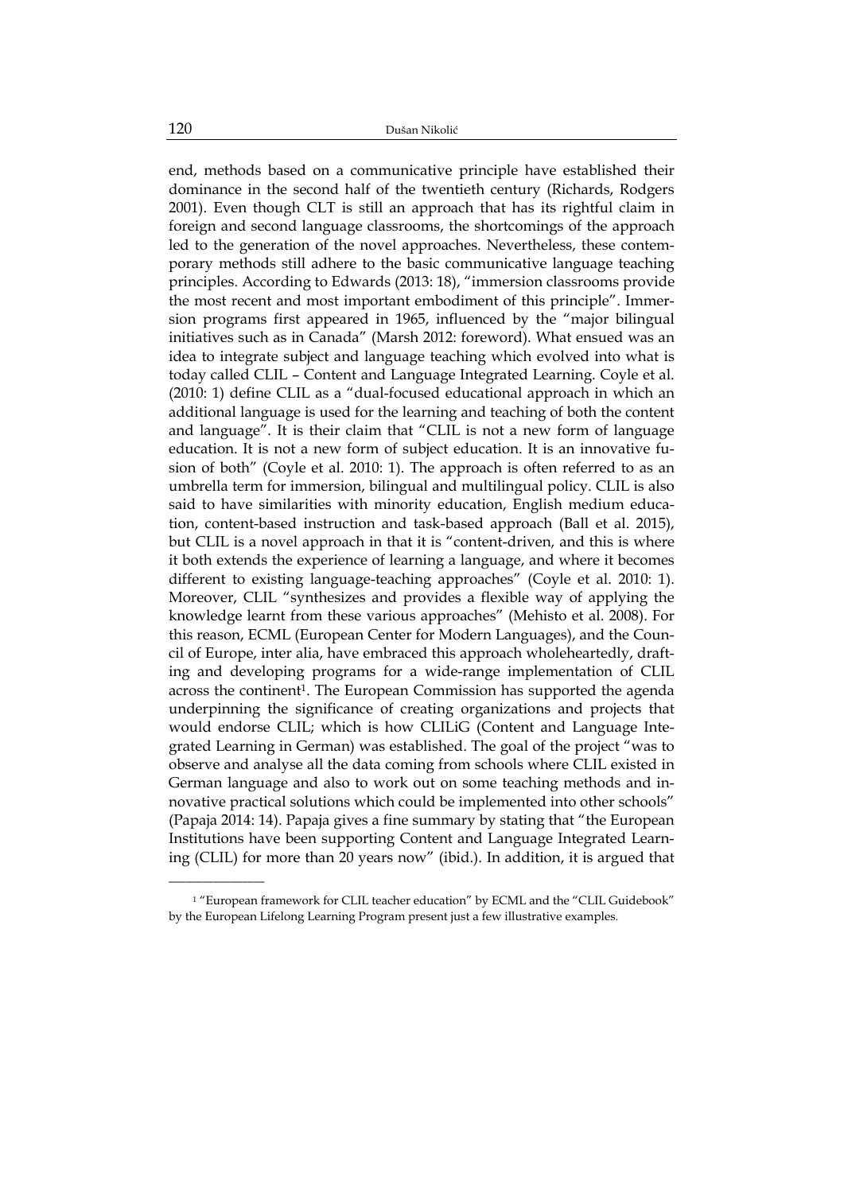end, methods based on a communicative principle have established their dominance in the second half of the twentieth century (Richards, Rodgers 2001). Even though CLT is still an approach that has its rightful claim in foreign and second language classrooms, the shortcomings of the approach led to the generation of the novel approaches. Nevertheless, these contemporary methods still adhere to the basic communicative language teaching principles. According to Edwards (2013: 18), "immersion classrooms provide the most recent and most important embodiment of this principle". Immersion programs first appeared in 1965, influenced by the "major bilingual initiatives such as in Canada" (Marsh 2012: foreword). What ensued was an idea to integrate subject and language teaching which evolved into what is today called CLIL – Content and Language Integrated Learning. Coyle et al. (2010: 1) define CLIL as a "dual-focused educational approach in which an additional language is used for the learning and teaching of both the content and language". It is their claim that "CLIL is not a new form of language education. It is not a new form of subject education. It is an innovative fusion of both" (Coyle et al. 2010: 1). The approach is often referred to as an umbrella term for immersion, bilingual and multilingual policy. CLIL is also said to have similarities with minority education, English medium education, content-based instruction and task-based approach (Ball et al. 2015), but CLIL is a novel approach in that it is "content-driven, and this is where it both extends the experience of learning a language, and where it becomes different to existing language-teaching approaches" (Coyle et al. 2010: 1). Moreover, CLIL "synthesizes and provides a flexible way of applying the knowledge learnt from these various approaches" (Mehisto et al. 2008). For this reason, ECML (European Center for Modern Languages), and the Council of Europe, inter alia, have embraced this approach wholeheartedly, drafting and developing programs for a wide-range implementation of CLIL across the continent[1]. The European Commission has supported the agenda underpinning the significance of creating organizations and projects that would endorse CLIL; which is how CLILiG (Content and Language Integrated Learning in German) was established. The goal of the project "was to observe and analyse all the data coming from schools where CLIL existed in German language and also to work out on some teaching methods and innovative practical solutions which could be implemented into other schools" (Papaja 2014: 14). Papaja gives a fine summary by stating that "the European Institutions have been supporting Content and Language Integrated Learning (CLIL) for more than 20 years now" (ibid.). In addition, it is argued that

---

[1] "European framework for CLIL teacher education" by ECML and the "CLIL Guidebook" by the European Lifelong Learning Program present just a few illustrative examples.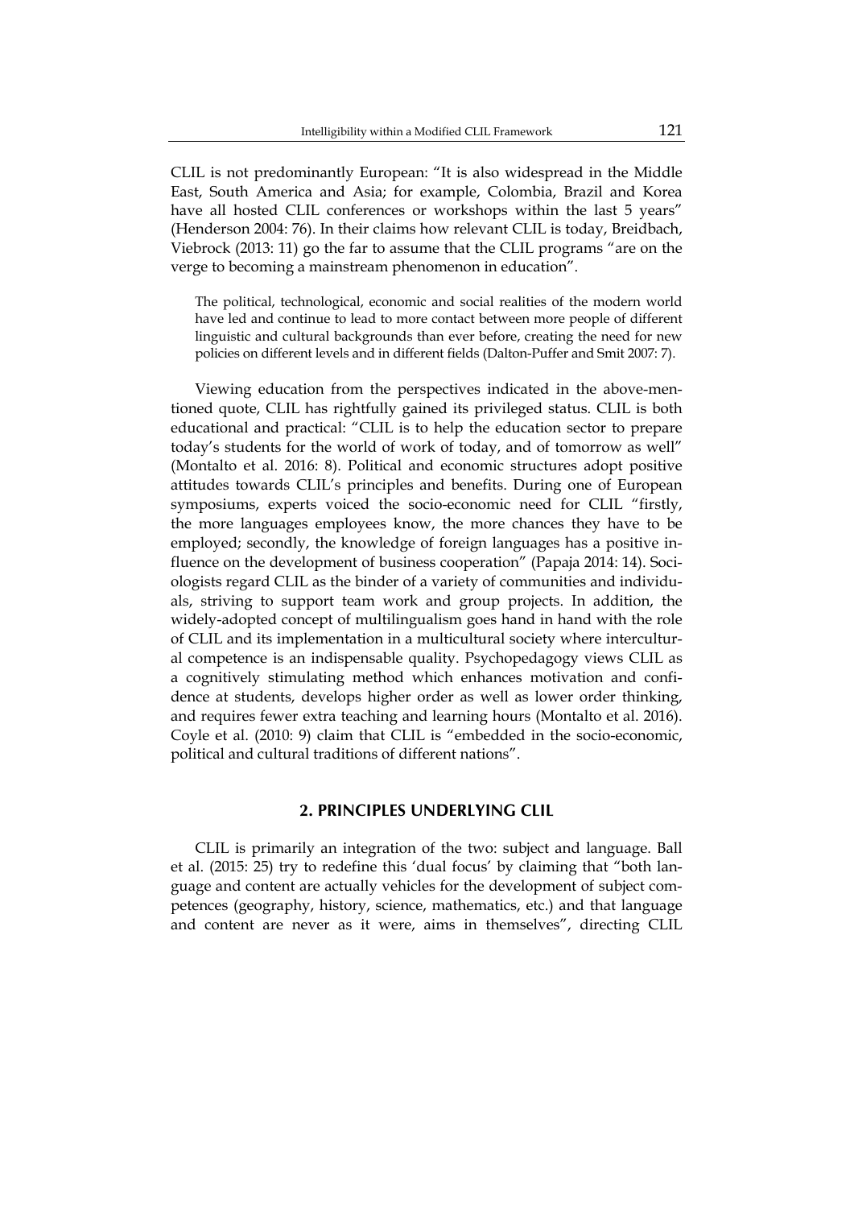CLIL is not predominantly European: "It is also widespread in the Middle East, South America and Asia; for example, Colombia, Brazil and Korea have all hosted CLIL conferences or workshops within the last 5 years" (Henderson 2004: 76). In their claims how relevant CLIL is today, Breidbach, Viebrock (2013: 11) go the far to assume that the CLIL programs "are on the verge to becoming a mainstream phenomenon in education".

> The political, technological, economic and social realities of the modern world have led and continue to lead to more contact between more people of different linguistic and cultural backgrounds than ever before, creating the need for new policies on different levels and in different fields (Dalton-Puffer and Smit 2007: 7).

Viewing education from the perspectives indicated in the above-mentioned quote, CLIL has rightfully gained its privileged status. CLIL is both educational and practical: "CLIL is to help the education sector to prepare today's students for the world of work of today, and of tomorrow as well" (Montalto et al. 2016: 8). Political and economic structures adopt positive attitudes towards CLIL's principles and benefits. During one of European symposiums, experts voiced the socio-economic need for CLIL "firstly, the more languages employees know, the more chances they have to be employed; secondly, the knowledge of foreign languages has a positive influence on the development of business cooperation" (Papaja 2014: 14). Sociologists regard CLIL as the binder of a variety of communities and individuals, striving to support team work and group projects. In addition, the widely-adopted concept of multilingualism goes hand in hand with the role of CLIL and its implementation in a multicultural society where intercultural competence is an indispensable quality. Psychopedagogy views CLIL as a cognitively stimulating method which enhances motivation and confidence at students, develops higher order as well as lower order thinking, and requires fewer extra teaching and learning hours (Montalto et al. 2016). Coyle et al. (2010: 9) claim that CLIL is "embedded in the socio-economic, political and cultural traditions of different nations".

## 2. PRINCIPLES UNDERLYING CLIL

CLIL is primarily an integration of the two: subject and language. Ball et al. (2015: 25) try to redefine this 'dual focus' by claiming that "both language and content are actually vehicles for the development of subject competences (geography, history, science, mathematics, etc.) and that language and content are never as it were, aims in themselves", directing CLIL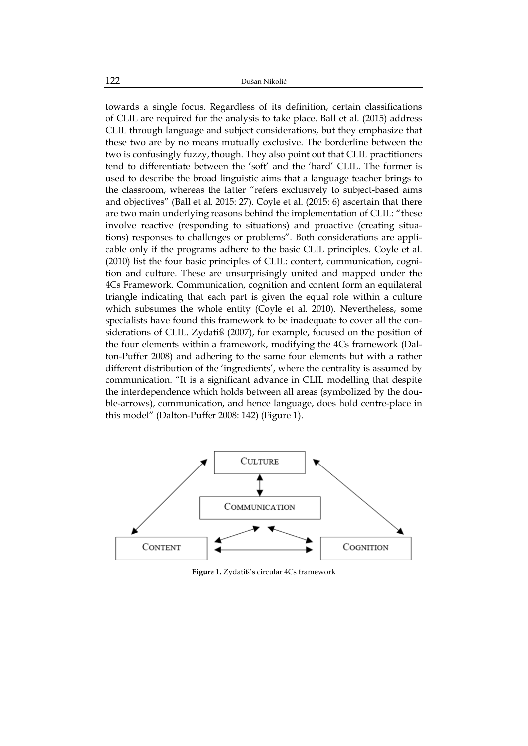towards a single focus. Regardless of its definition, certain classifications of CLIL are required for the analysis to take place. Ball et al. (2015) address CLIL through language and subject considerations, but they emphasize that these two are by no means mutually exclusive. The borderline between the two is confusingly fuzzy, though. They also point out that CLIL practitioners tend to differentiate between the 'soft' and the 'hard' CLIL. The former is used to describe the broad linguistic aims that a language teacher brings to the classroom, whereas the latter "refers exclusively to subject-based aims and objectives" (Ball et al. 2015: 27). Coyle et al. (2015: 6) ascertain that there are two main underlying reasons behind the implementation of CLIL: "these involve reactive (responding to situations) and proactive (creating situations) responses to challenges or problems". Both considerations are applicable only if the programs adhere to the basic CLIL principles. Coyle et al. (2010) list the four basic principles of CLIL: content, communication, cognition and culture. These are unsurprisingly united and mapped under the 4Cs Framework. Communication, cognition and content form an equilateral triangle indicating that each part is given the equal role within a culture which subsumes the whole entity (Coyle et al. 2010). Nevertheless, some specialists have found this framework to be inadequate to cover all the considerations of CLIL. Zydatiß (2007), for example, focused on the position of the four elements within a framework, modifying the 4Cs framework (Dalton-Puffer 2008) and adhering to the same four elements but with a rather different distribution of the 'ingredients', where the centrality is assumed by communication. "It is a significant advance in CLIL modelling that despite the interdependence which holds between all areas (symbolized by the double-arrows), communication, and hence language, does hold centre-place in this model" (Dalton-Puffer 2008: 142) (Figure 1).

CULTURE

COMMUNICATION

CONTENT

COGNITION

**Figure 1.** Zydatiß's circular 4Cs framework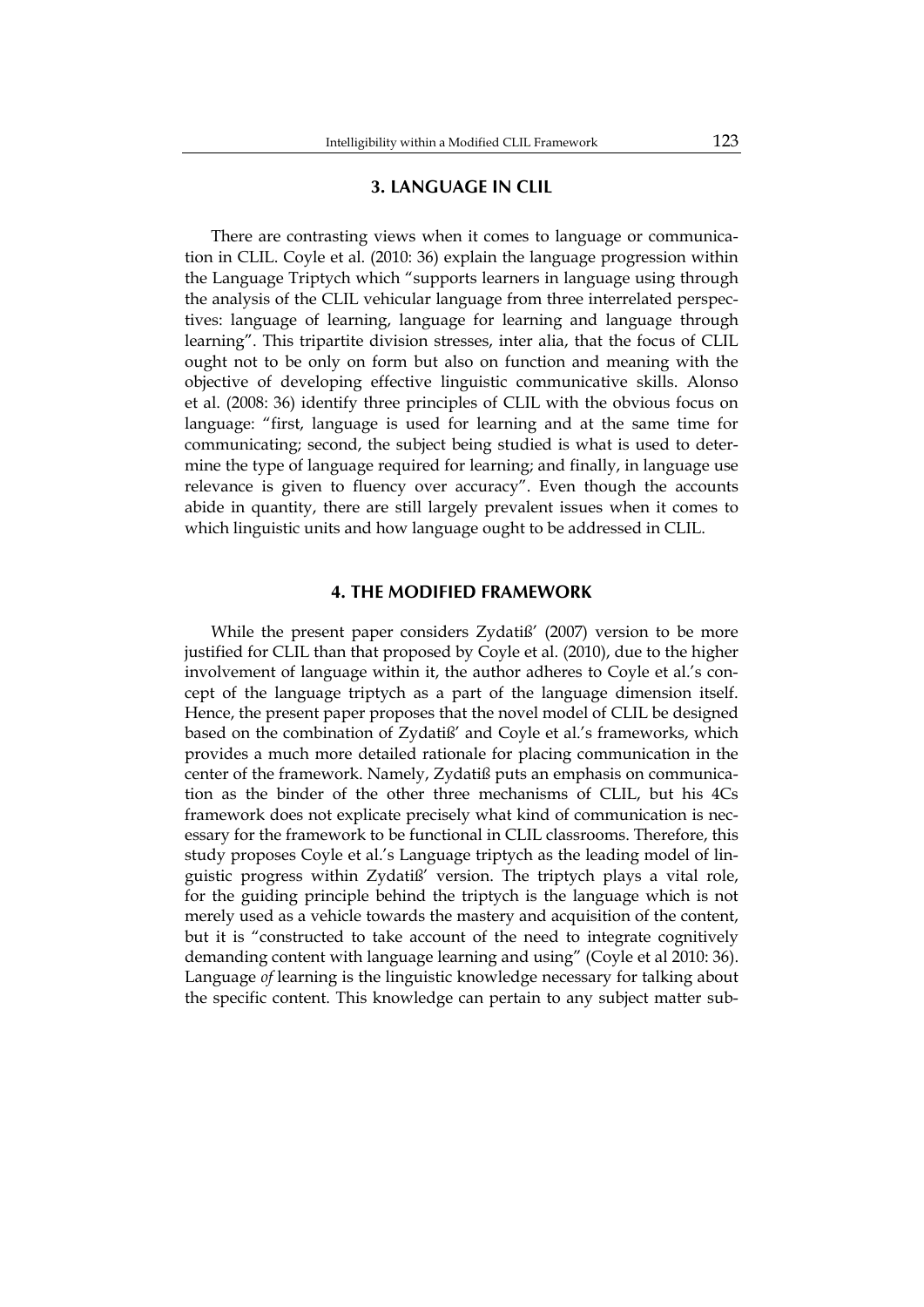## 3. LANGUAGE IN CLIL

There are contrasting views when it comes to language or communication in CLIL. Coyle et al. (2010: 36) explain the language progression within the Language Triptych which "supports learners in language using through the analysis of the CLIL vehicular language from three interrelated perspectives: language of learning, language for learning and language through learning". This tripartite division stresses, inter alia, that the focus of CLIL ought not to be only on form but also on function and meaning with the objective of developing effective linguistic communicative skills. Alonso et al. (2008: 36) identify three principles of CLIL with the obvious focus on language: "first, language is used for learning and at the same time for communicating; second, the subject being studied is what is used to determine the type of language required for learning; and finally, in language use relevance is given to fluency over accuracy". Even though the accounts abide in quantity, there are still largely prevalent issues when it comes to which linguistic units and how language ought to be addressed in CLIL.

## 4. THE MODIFIED FRAMEWORK

While the present paper considers Zydatiß' (2007) version to be more justified for CLIL than that proposed by Coyle et al. (2010), due to the higher involvement of language within it, the author adheres to Coyle et al.'s concept of the language triptych as a part of the language dimension itself. Hence, the present paper proposes that the novel model of CLIL be designed based on the combination of Zydatiß' and Coyle et al.'s frameworks, which provides a much more detailed rationale for placing communication in the center of the framework. Namely, Zydatiß puts an emphasis on communication as the binder of the other three mechanisms of CLIL, but his 4Cs framework does not explicate precisely what kind of communication is necessary for the framework to be functional in CLIL classrooms. Therefore, this study proposes Coyle et al.'s Language triptych as the leading model of linguistic progress within Zydatiß' version. The triptych plays a vital role, for the guiding principle behind the triptych is the language which is not merely used as a vehicle towards the mastery and acquisition of the content, but it is "constructed to take account of the need to integrate cognitively demanding content with language learning and using" (Coyle et al 2010: 36). Language *of* learning is the linguistic knowledge necessary for talking about the specific content. This knowledge can pertain to any subject matter sub-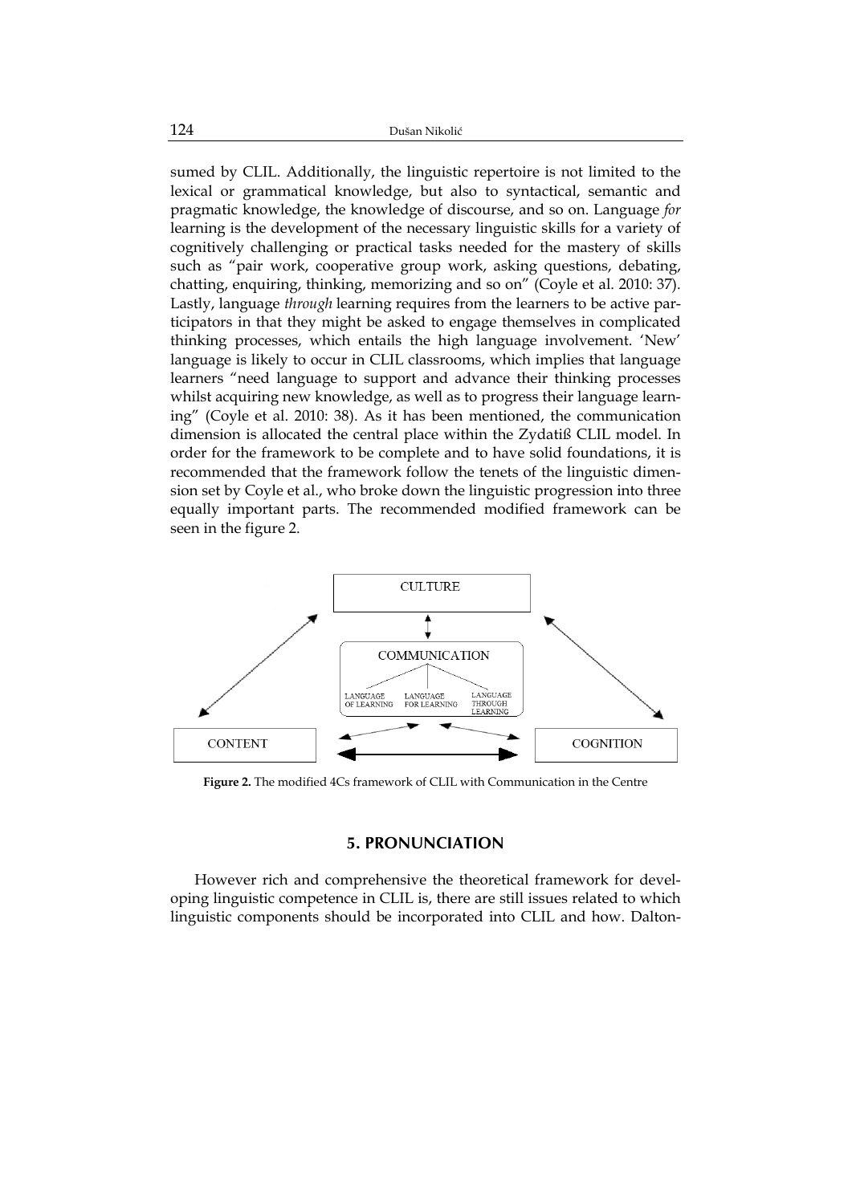sumed by CLIL. Additionally, the linguistic repertoire is not limited to the lexical or grammatical knowledge, but also to syntactical, semantic and pragmatic knowledge, the knowledge of discourse, and so on. Language *for* learning is the development of the necessary linguistic skills for a variety of cognitively challenging or practical tasks needed for the mastery of skills such as "pair work, cooperative group work, asking questions, debating, chatting, enquiring, thinking, memorizing and so on" (Coyle et al. 2010: 37). Lastly, language *through* learning requires from the learners to be active participators in that they might be asked to engage themselves in complicated thinking processes, which entails the high language involvement. 'New' language is likely to occur in CLIL classrooms, which implies that language learners "need language to support and advance their thinking processes whilst acquiring new knowledge, as well as to progress their language learning" (Coyle et al. 2010: 38). As it has been mentioned, the communication dimension is allocated the central place within the Zydatiß CLIL model. In order for the framework to be complete and to have solid foundations, it is recommended that the framework follow the tenets of the linguistic dimension set by Coyle et al., who broke down the linguistic progression into three equally important parts. The recommended modified framework can be seen in the figure 2.

CULTURE

COMMUNICATION

LANGUAGE OF LEARNING | LANGUAGE FOR LEARNING | LANGUAGE THROUGH LEARNING

CONTENT | COGNITION

**Figure 2.** The modified 4Cs framework of CLIL with Communication in the Centre

## 5. PRONUNCIATION

However rich and comprehensive the theoretical framework for developing linguistic competence in CLIL is, there are still issues related to which linguistic components should be incorporated into CLIL and how. Dalton-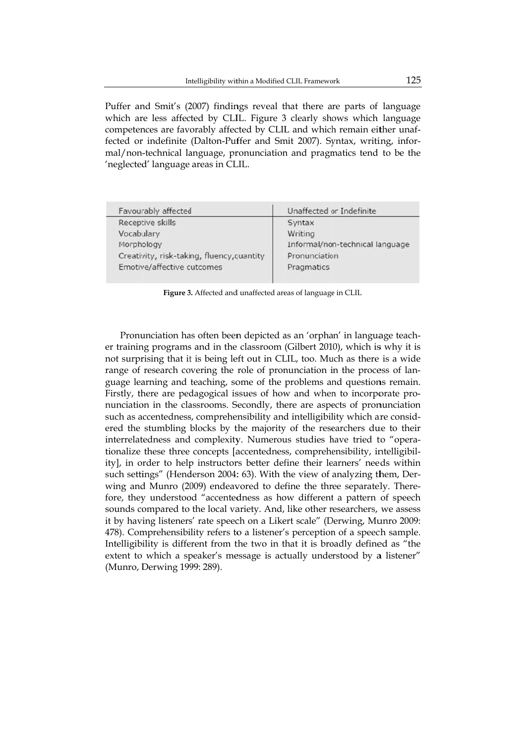Puffer and Smit's (2007) findings reveal that there are parts of language which are less affected by CLIL. Figure 3 clearly shows which language competences are favorably affected by CLIL and which remain either unaffected or indefinite (Dalton-Puffer and Smit 2007). Syntax, writing, informal/non-technical language, pronunciation and pragmatics tend to be the 'neglected' language areas in CLIL.

| Favourably affected | Unaffected or Indefinite |
|---|---|
| Receptive skills | Syntax |
| Vocabulary | Writing |
| Morphology | Informal/non-technical language |
| Creativity, risk-taking, fluency,quantity | Pronunciation |
| Emotive/affective outcomes | Pragmatics |

**Figure 3.** Affected and unaffected areas of language in CLIL

Pronunciation has often been depicted as an 'orphan' in language teacher training programs and in the classroom (Gilbert 2010), which is why it is not surprising that it is being left out in CLIL, too. Much as there is a wide range of research covering the role of pronunciation in the process of language learning and teaching, some of the problems and questions remain. Firstly, there are pedagogical issues of how and when to incorporate pronunciation in the classrooms. Secondly, there are aspects of pronunciation such as accentedness, comprehensibility and intelligibility which are considered the stumbling blocks by the majority of the researchers due to their interrelatedness and complexity. Numerous studies have tried to "operationalize these three concepts [accentedness, comprehensibility, intelligibility], in order to help instructors better define their learners' needs within such settings" (Henderson 2004: 63). With the view of analyzing them, Derwing and Munro (2009) endeavored to define the three separately. Therefore, they understood "accentedness as how different a pattern of speech sounds compared to the local variety. And, like other researchers, we assess it by having listeners' rate speech on a Likert scale" (Derwing, Munro 2009: 478). Comprehensibility refers to a listener's perception of a speech sample. Intelligibility is different from the two in that it is broadly defined as "the extent to which a speaker's message is actually understood by a listener" (Munro, Derwing 1999: 289).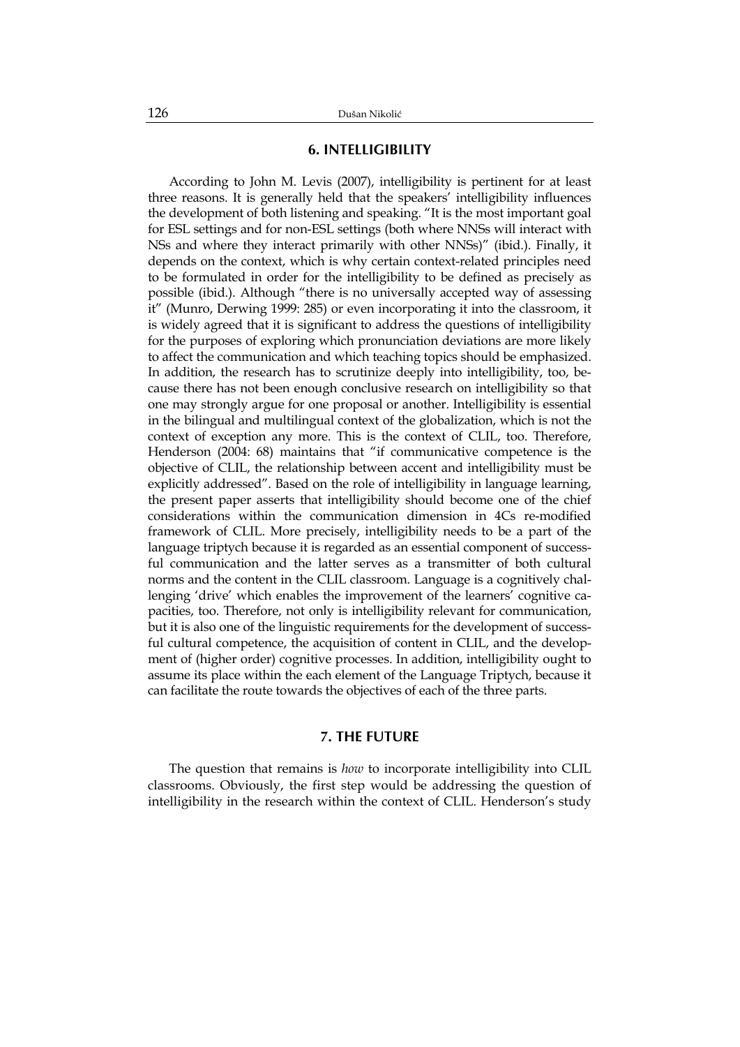## 6. INTELLIGIBILITY

According to John M. Levis (2007), intelligibility is pertinent for at least three reasons. It is generally held that the speakers' intelligibility influences the development of both listening and speaking. "It is the most important goal for ESL settings and for non-ESL settings (both where NNSs will interact with NSs and where they interact primarily with other NNSs)" (ibid.). Finally, it depends on the context, which is why certain context-related principles need to be formulated in order for the intelligibility to be defined as precisely as possible (ibid.). Although "there is no universally accepted way of assessing it" (Munro, Derwing 1999: 285) or even incorporating it into the classroom, it is widely agreed that it is significant to address the questions of intelligibility for the purposes of exploring which pronunciation deviations are more likely to affect the communication and which teaching topics should be emphasized. In addition, the research has to scrutinize deeply into intelligibility, too, because there has not been enough conclusive research on intelligibility so that one may strongly argue for one proposal or another. Intelligibility is essential in the bilingual and multilingual context of the globalization, which is not the context of exception any more. This is the context of CLIL, too. Therefore, Henderson (2004: 68) maintains that "if communicative competence is the objective of CLIL, the relationship between accent and intelligibility must be explicitly addressed". Based on the role of intelligibility in language learning, the present paper asserts that intelligibility should become one of the chief considerations within the communication dimension in 4Cs re-modified framework of CLIL. More precisely, intelligibility needs to be a part of the language triptych because it is regarded as an essential component of successful communication and the latter serves as a transmitter of both cultural norms and the content in the CLIL classroom. Language is a cognitively challenging 'drive' which enables the improvement of the learners' cognitive capacities, too. Therefore, not only is intelligibility relevant for communication, but it is also one of the linguistic requirements for the development of successful cultural competence, the acquisition of content in CLIL, and the development of (higher order) cognitive processes. In addition, intelligibility ought to assume its place within the each element of the Language Triptych, because it can facilitate the route towards the objectives of each of the three parts.

## 7. THE FUTURE

The question that remains is *how* to incorporate intelligibility into CLIL classrooms. Obviously, the first step would be addressing the question of intelligibility in the research within the context of CLIL. Henderson's study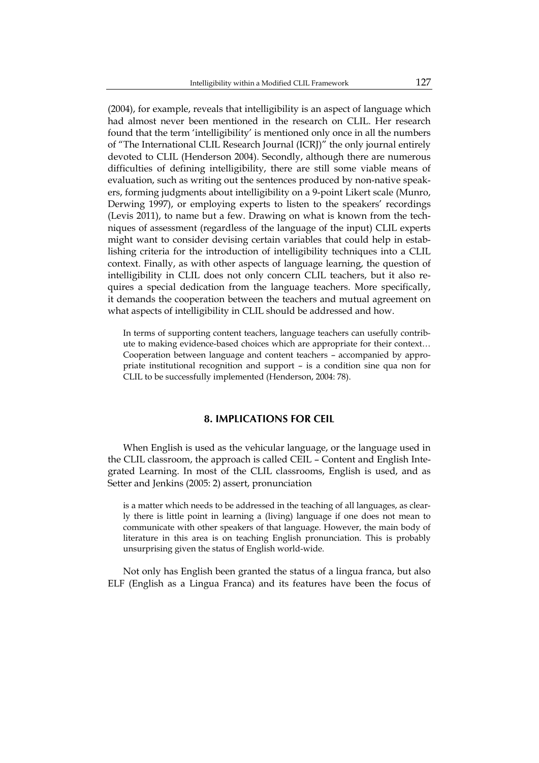(2004), for example, reveals that intelligibility is an aspect of language which had almost never been mentioned in the research on CLIL. Her research found that the term 'intelligibility' is mentioned only once in all the numbers of "The International CLIL Research Journal (ICRJ)" the only journal entirely devoted to CLIL (Henderson 2004). Secondly, although there are numerous difficulties of defining intelligibility, there are still some viable means of evaluation, such as writing out the sentences produced by non-native speakers, forming judgments about intelligibility on a 9-point Likert scale (Munro, Derwing 1997), or employing experts to listen to the speakers' recordings (Levis 2011), to name but a few. Drawing on what is known from the techniques of assessment (regardless of the language of the input) CLIL experts might want to consider devising certain variables that could help in establishing criteria for the introduction of intelligibility techniques into a CLIL context. Finally, as with other aspects of language learning, the question of intelligibility in CLIL does not only concern CLIL teachers, but it also requires a special dedication from the language teachers. More specifically, it demands the cooperation between the teachers and mutual agreement on what aspects of intelligibility in CLIL should be addressed and how.

> In terms of supporting content teachers, language teachers can usefully contribute to making evidence-based choices which are appropriate for their context… Cooperation between language and content teachers – accompanied by appropriate institutional recognition and support – is a condition sine qua non for CLIL to be successfully implemented (Henderson, 2004: 78).

## 8. IMPLICATIONS FOR CEIL

When English is used as the vehicular language, or the language used in the CLIL classroom, the approach is called CEIL – Content and English Integrated Learning. In most of the CLIL classrooms, English is used, and as Setter and Jenkins (2005: 2) assert, pronunciation

> is a matter which needs to be addressed in the teaching of all languages, as clearly there is little point in learning a (living) language if one does not mean to communicate with other speakers of that language. However, the main body of literature in this area is on teaching English pronunciation. This is probably unsurprising given the status of English world-wide.

Not only has English been granted the status of a lingua franca, but also ELF (English as a Lingua Franca) and its features have been the focus of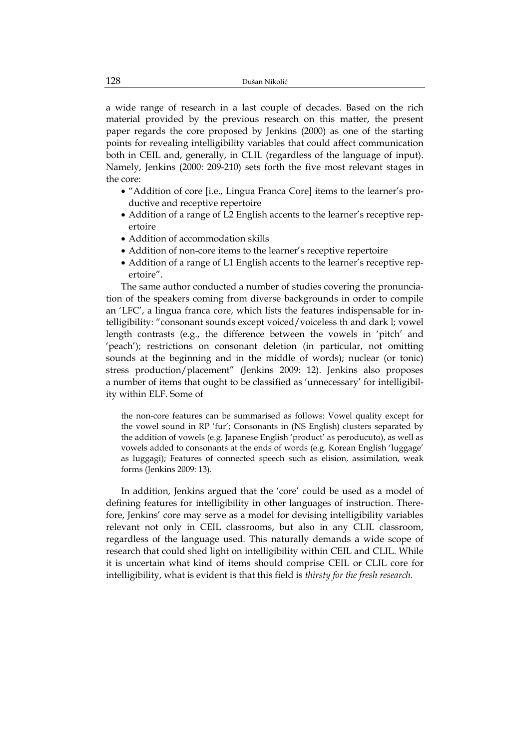a wide range of research in a last couple of decades. Based on the rich material provided by the previous research on this matter, the present paper regards the core proposed by Jenkins (2000) as one of the starting points for revealing intelligibility variables that could affect communication both in CEIL and, generally, in CLIL (regardless of the language of input). Namely, Jenkins (2000: 209-210) sets forth the five most relevant stages in the core:

- "Addition of core [i.e., Lingua Franca Core] items to the learner's productive and receptive repertoire
- Addition of a range of L2 English accents to the learner's receptive repertoire
- Addition of accommodation skills
- Addition of non-core items to the learner's receptive repertoire
- Addition of a range of L1 English accents to the learner's receptive repertoire".

The same author conducted a number of studies covering the pronunciation of the speakers coming from diverse backgrounds in order to compile an 'LFC', a lingua franca core, which lists the features indispensable for intelligibility: "consonant sounds except voiced/voiceless th and dark l; vowel length contrasts (e.g., the difference between the vowels in 'pitch' and 'peach'); restrictions on consonant deletion (in particular, not omitting sounds at the beginning and in the middle of words); nuclear (or tonic) stress production/placement" (Jenkins 2009: 12). Jenkins also proposes a number of items that ought to be classified as 'unnecessary' for intelligibility within ELF. Some of

> the non-core features can be summarised as follows: Vowel quality except for the vowel sound in RP 'fur'; Consonants in (NS English) clusters separated by the addition of vowels (e.g. Japanese English 'product' as peroducuto), as well as vowels added to consonants at the ends of words (e.g. Korean English 'luggage' as luggagi); Features of connected speech such as elision, assimilation, weak forms (Jenkins 2009: 13).

In addition, Jenkins argued that the 'core' could be used as a model of defining features for intelligibility in other languages of instruction. Therefore, Jenkins' core may serve as a model for devising intelligibility variables relevant not only in CEIL classrooms, but also in any CLIL classroom, regardless of the language used. This naturally demands a wide scope of research that could shed light on intelligibility within CEIL and CLIL. While it is uncertain what kind of items should comprise CEIL or CLIL core for intelligibility, what is evident is that this field is *thirsty for the fresh research*.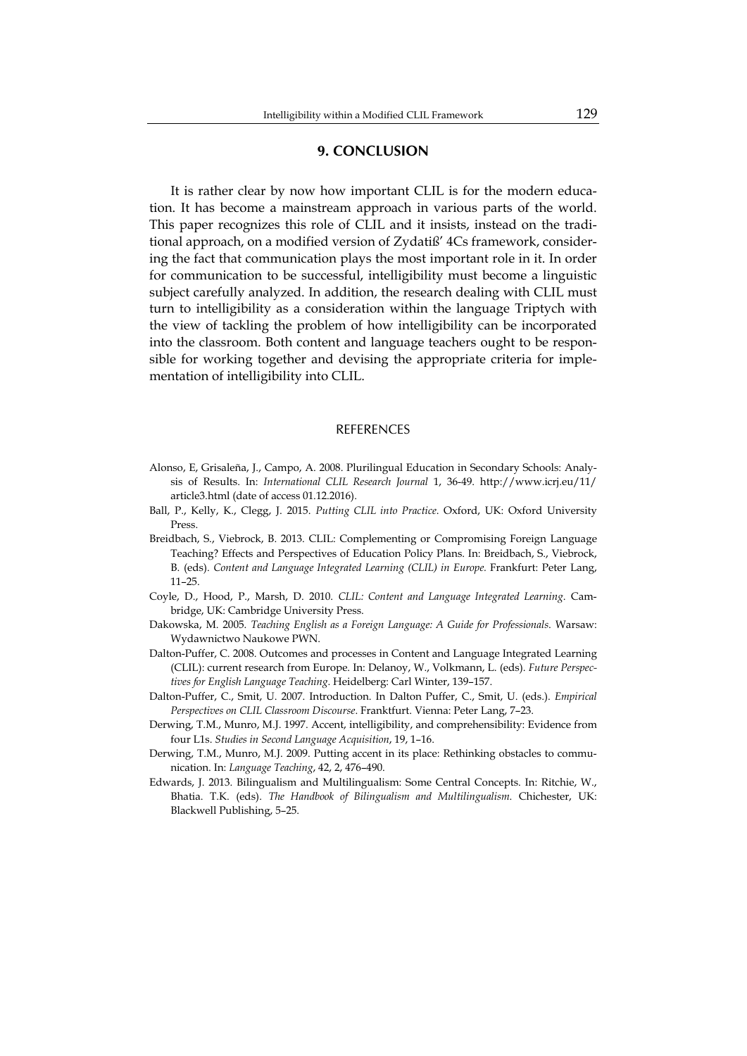## 9. CONCLUSION

It is rather clear by now how important CLIL is for the modern education. It has become a mainstream approach in various parts of the world. This paper recognizes this role of CLIL and it insists, instead on the traditional approach, on a modified version of Zydatiß' 4Cs framework, considering the fact that communication plays the most important role in it. In order for communication to be successful, intelligibility must become a linguistic subject carefully analyzed. In addition, the research dealing with CLIL must turn to intelligibility as a consideration within the language Triptych with the view of tackling the problem of how intelligibility can be incorporated into the classroom. Both content and language teachers ought to be responsible for working together and devising the appropriate criteria for implementation of intelligibility into CLIL.

## REFERENCES

Alonso, E, Grisaleña, J., Campo, A. 2008. Plurilingual Education in Secondary Schools: Analysis of Results. In: *International CLIL Research Journal* 1, 36-49. http://www.icrj.eu/11/article3.html (date of access 01.12.2016).

Ball, P., Kelly, K., Clegg, J. 2015. *Putting CLIL into Practice*. Oxford, UK: Oxford University Press.

Breidbach, S., Viebrock, B. 2013. CLIL: Complementing or Compromising Foreign Language Teaching? Effects and Perspectives of Education Policy Plans. In: Breidbach, S., Viebrock, B. (eds). *Content and Language Integrated Learning (CLIL) in Europe*. Frankfurt: Peter Lang, 11–25.

Coyle, D., Hood, P., Marsh, D. 2010. *CLIL: Content and Language Integrated Learning*. Cambridge, UK: Cambridge University Press.

Dakowska, M. 2005. *Teaching English as a Foreign Language: A Guide for Professionals*. Warsaw: Wydawnictwo Naukowe PWN.

Dalton-Puffer, C. 2008. Outcomes and processes in Content and Language Integrated Learning (CLIL): current research from Europe. In: Delanoy, W., Volkmann, L. (eds). *Future Perspectives for English Language Teaching*. Heidelberg: Carl Winter, 139–157.

Dalton-Puffer, C., Smit, U. 2007. Introduction. In Dalton Puffer, C., Smit, U. (eds.). *Empirical Perspectives on CLIL Classroom Discourse*. Franktfurt. Vienna: Peter Lang, 7–23.

Derwing, T.M., Munro, M.J. 1997. Accent, intelligibility, and comprehensibility: Evidence from four L1s. *Studies in Second Language Acquisition*, 19, 1–16.

Derwing, T.M., Munro, M.J. 2009. Putting accent in its place: Rethinking obstacles to communication. In: *Language Teaching*, 42, 2, 476–490.

Edwards, J. 2013. Bilingualism and Multilingualism: Some Central Concepts. In: Ritchie, W., Bhatia. T.K. (eds). *The Handbook of Bilingualism and Multilingualism*. Chichester, UK: Blackwell Publishing, 5–25.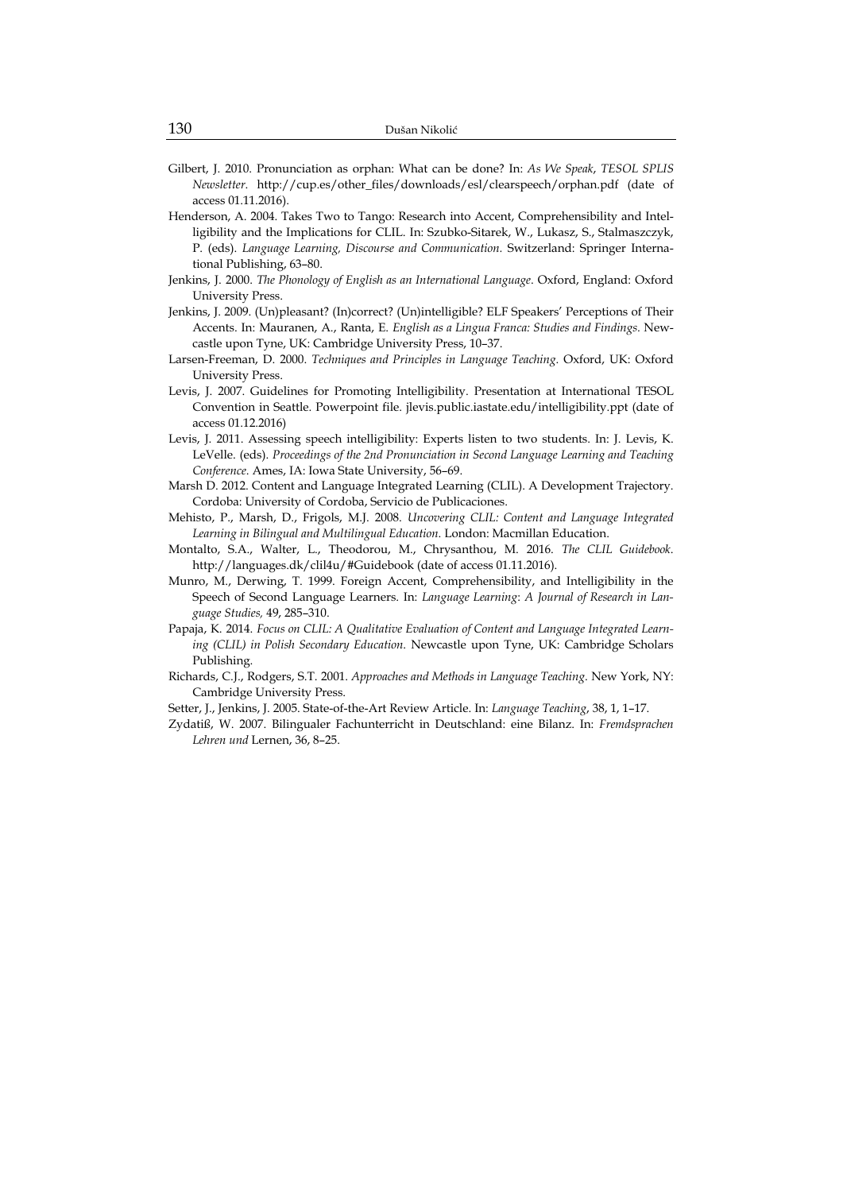Gilbert, J. 2010. Pronunciation as orphan: What can be done? In: *As We Speak*, *TESOL SPLIS Newsletter*. http://cup.es/other_files/downloads/esl/clearspeech/orphan.pdf (date of access 01.11.2016).

Henderson, A. 2004. Takes Two to Tango: Research into Accent, Comprehensibility and Intelligibility and the Implications for CLIL. In: Szubko-Sitarek, W., Lukasz, S., Stalmaszczyk, P. (eds). *Language Learning, Discourse and Communication*. Switzerland: Springer International Publishing, 63–80.

Jenkins, J. 2000. *The Phonology of English as an International Language*. Oxford, England: Oxford University Press.

Jenkins, J. 2009. (Un)pleasant? (In)correct? (Un)intelligible? ELF Speakers' Perceptions of Their Accents. In: Mauranen, A., Ranta, E. *English as a Lingua Franca: Studies and Findings*. Newcastle upon Tyne, UK: Cambridge University Press, 10–37.

Larsen-Freeman, D. 2000. *Techniques and Principles in Language Teaching*. Oxford, UK: Oxford University Press.

Levis, J. 2007. Guidelines for Promoting Intelligibility. Presentation at International TESOL Convention in Seattle. Powerpoint file. jlevis.public.iastate.edu/intelligibility.ppt (date of access 01.12.2016)

Levis, J. 2011. Assessing speech intelligibility: Experts listen to two students. In: J. Levis, K. LeVelle. (eds). *Proceedings of the 2nd Pronunciation in Second Language Learning and Teaching Conference*. Ames, IA: Iowa State University, 56–69.

Marsh D. 2012. Content and Language Integrated Learning (CLIL). A Development Trajectory. Cordoba: University of Cordoba, Servicio de Publicaciones.

Mehisto, P., Marsh, D., Frigols, M.J. 2008. *Uncovering CLIL: Content and Language Integrated Learning in Bilingual and Multilingual Education*. London: Macmillan Education.

Montalto, S.A., Walter, L., Theodorou, M., Chrysanthou, M. 2016. *The CLIL Guidebook*. http://languages.dk/clil4u/#Guidebook (date of access 01.11.2016).

Munro, M., Derwing, T. 1999. Foreign Accent, Comprehensibility, and Intelligibility in the Speech of Second Language Learners. In: *Language Learning: A Journal of Research in Language Studies,* 49, 285–310.

Papaja, K. 2014. *Focus on CLIL: A Qualitative Evaluation of Content and Language Integrated Learning (CLIL) in Polish Secondary Education*. Newcastle upon Tyne, UK: Cambridge Scholars Publishing.

Richards, C.J., Rodgers, S.T. 2001. *Approaches and Methods in Language Teaching*. New York, NY: Cambridge University Press.

Setter, J., Jenkins, J. 2005. State-of-the-Art Review Article. In: *Language Teaching*, 38, 1, 1–17.

Zydatiß, W. 2007. Bilingualer Fachunterricht in Deutschland: eine Bilanz. In: *Fremdsprachen Lehren und* Lernen, 36, 8–25.